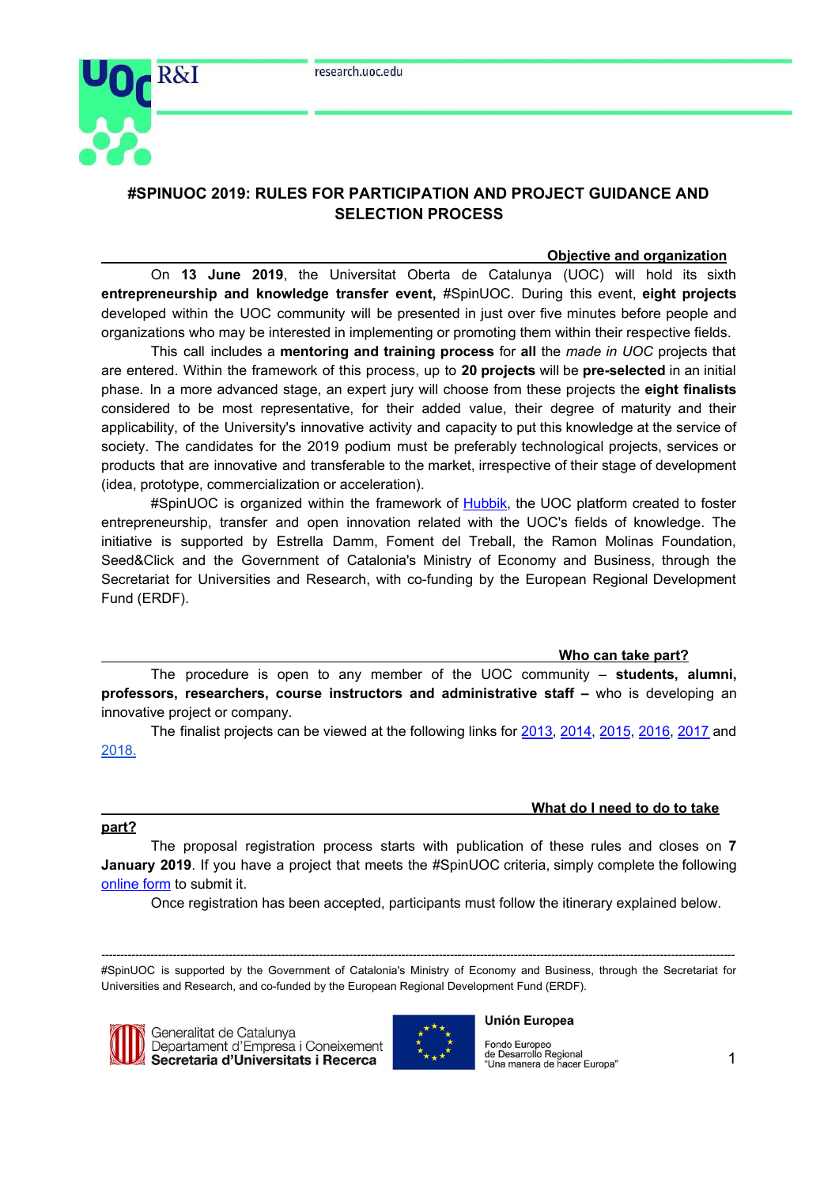# #SPINUOC 2019: RULES FOR PARTICIPATION AND PROJECT GUIDANCE AND SELECTION PROCESS

## Objective and organization

On **13 June 2019**, the Universitat Oberta de Catalunya (UOC) will hold its sixth **entrepreneurship and knowledge transfer event,** #SpinUOC. During this event, **eight projects** developed within the UOC community will be presented in just over five minutes before people and organizations who may be interested in implementing or promoting them within their respective fields.

This call includes a **mentoring and training process** for **all** the *made in UOC* projects that are entered. Within the framework of this process, up to **20 projects** will be **pre-selected** in an initial phase. In a more advanced stage, an expert jury will choose from these projects the **eight finalists** considered to be most representative, for their added value, their degree of maturity and their applicability, of the University's innovative activity and capacity to put this knowledge at the service of society. The candidates for the 2019 podium must be preferably technological projects, services or products that are innovative and transferable to the market, irrespective of their stage of development (idea, prototype, commercialization or acceleration).

#SpinUOC is organized within the framework of Hubbik, the UOC platform created to foster entrepreneurship, transfer and open innovation related with the UOC's fields of knowledge. The initiative is supported by Estrella Damm, Foment del Treball, the Ramon Molinas Foundation, Seed&Click and the Government of Catalonia's Ministry of Economy and Business, through the Secretariat for Universities and Research, with co-funding by the European Regional Development Fund (ERDF).

## Who can take part?

The procedure is open to any member of the UOC community – **students, alumni, professors, researchers, course instructors and administrative staff –** who is developing an innovative project or company.

The finalist projects can be viewed at the following links for 2013, 2014, 2015, 2016, 2017 and 2018.

## What do I need to do to take part?

The proposal registration process starts with publication of these rules and closes on **7 January 2019**. If you have a project that meets the #SpinUOC criteria, simply complete the following online form to submit it.

Once registration has been accepted, participants must follow the itinerary explained below.

---

#SpinUOC is supported by the Government of Catalonia's Ministry of Economy and Business, through the Secretariat for Universities and Research, and co-funded by the European Regional Development Fund (ERDF).

Generalitat de Catalunya
Departament d'Empresa i Coneixement
**Secretaria d'Universitats i Recerca**

**Unión Europea**
Fondo Europeo de Desarrollo Regional
"Una manera de hacer Europa"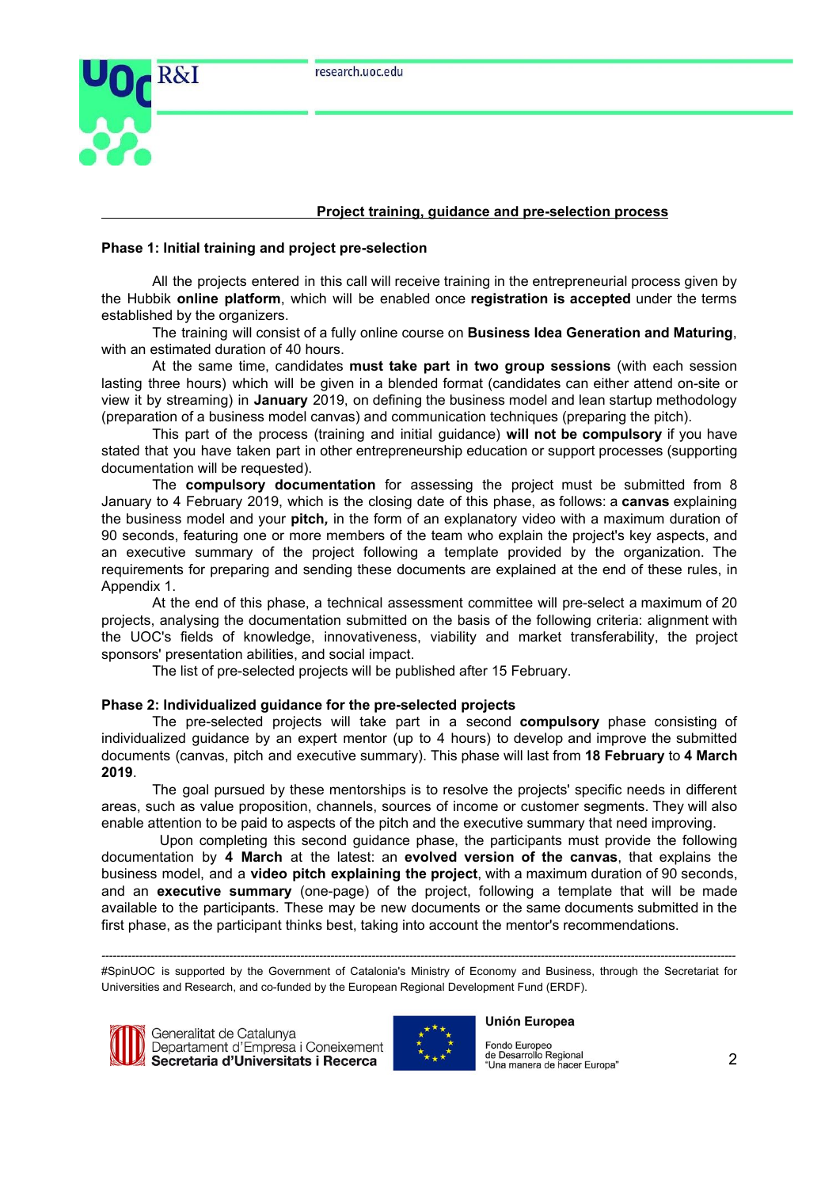## Project training, guidance and pre-selection process

### Phase 1: Initial training and project pre-selection

All the projects entered in this call will receive training in the entrepreneurial process given by the Hubbik **online platform**, which will be enabled once **registration is accepted** under the terms established by the organizers.

The training will consist of a fully online course on **Business Idea Generation and Maturing**, with an estimated duration of 40 hours.

At the same time, candidates **must take part in two group sessions** (with each session lasting three hours) which will be given in a blended format (candidates can either attend on-site or view it by streaming) in **January** 2019, on defining the business model and lean startup methodology (preparation of a business model canvas) and communication techniques (preparing the pitch).

This part of the process (training and initial guidance) **will not be compulsory** if you have stated that you have taken part in other entrepreneurship education or support processes (supporting documentation will be requested).

The **compulsory documentation** for assessing the project must be submitted from 8 January to 4 February 2019, which is the closing date of this phase, as follows: a **canvas** explaining the business model and your **pitch,** in the form of an explanatory video with a maximum duration of 90 seconds, featuring one or more members of the team who explain the project's key aspects, and an executive summary of the project following a template provided by the organization. The requirements for preparing and sending these documents are explained at the end of these rules, in Appendix 1.

At the end of this phase, a technical assessment committee will pre-select a maximum of 20 projects, analysing the documentation submitted on the basis of the following criteria: alignment with the UOC's fields of knowledge, innovativeness, viability and market transferability, the project sponsors' presentation abilities, and social impact.

The list of pre-selected projects will be published after 15 February.

### Phase 2: Individualized guidance for the pre-selected projects

The pre-selected projects will take part in a second **compulsory** phase consisting of individualized guidance by an expert mentor (up to 4 hours) to develop and improve the submitted documents (canvas, pitch and executive summary). This phase will last from **18 February** to **4 March 2019**.

The goal pursued by these mentorships is to resolve the projects' specific needs in different areas, such as value proposition, channels, sources of income or customer segments. They will also enable attention to be paid to aspects of the pitch and the executive summary that need improving.

Upon completing this second guidance phase, the participants must provide the following documentation by **4 March** at the latest: an **evolved version of the canvas**, that explains the business model, and a **video pitch explaining the project**, with a maximum duration of 90 seconds, and an **executive summary** (one-page) of the project, following a template that will be made available to the participants. These may be new documents or the same documents submitted in the first phase, as the participant thinks best, taking into account the mentor's recommendations.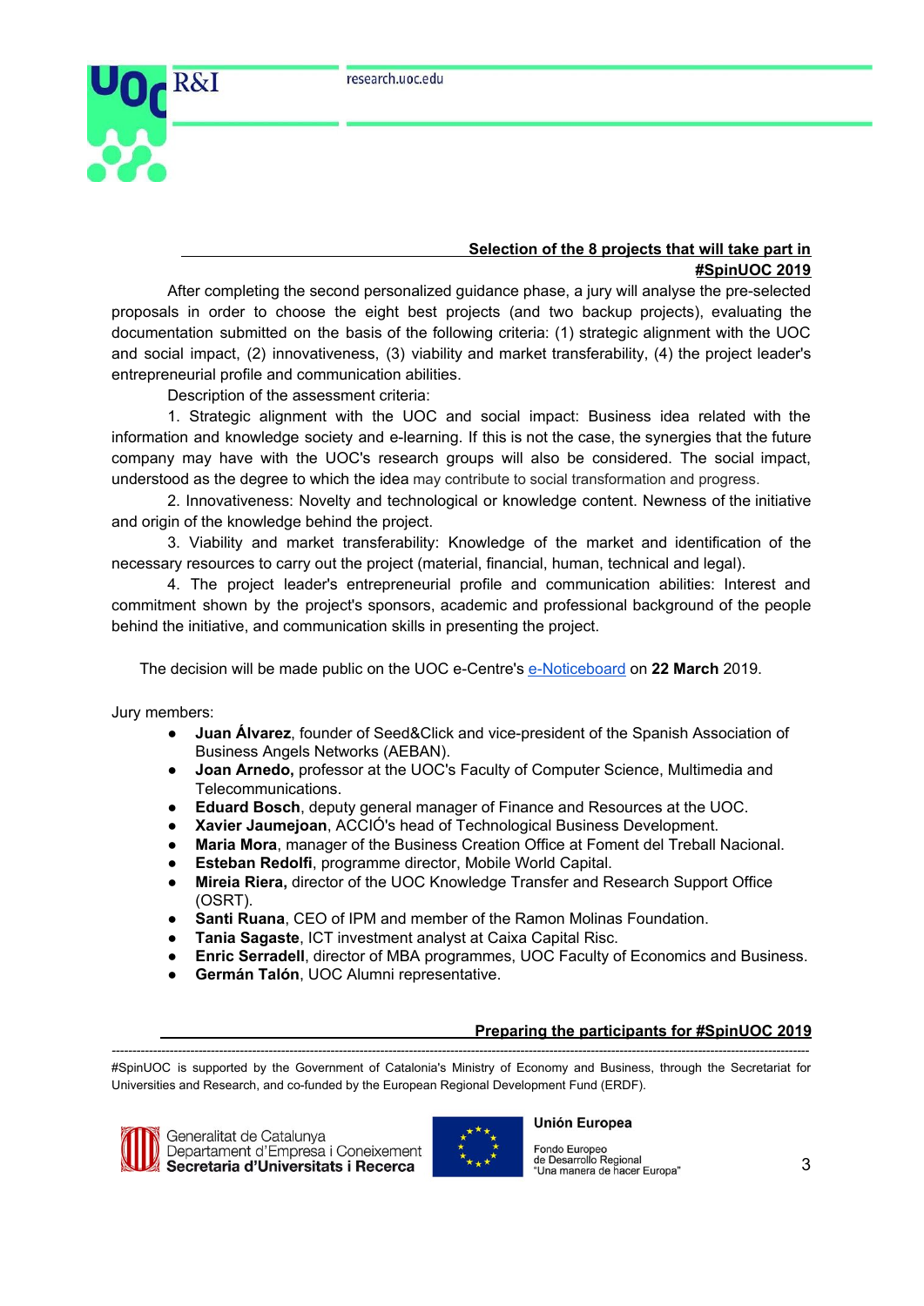## Selection of the 8 projects that will take part in #SpinUOC 2019

After completing the second personalized guidance phase, a jury will analyse the pre-selected proposals in order to choose the eight best projects (and two backup projects), evaluating the documentation submitted on the basis of the following criteria: (1) strategic alignment with the UOC and social impact, (2) innovativeness, (3) viability and market transferability, (4) the project leader's entrepreneurial profile and communication abilities.

Description of the assessment criteria:

1. Strategic alignment with the UOC and social impact: Business idea related with the information and knowledge society and e-learning. If this is not the case, the synergies that the future company may have with the UOC's research groups will also be considered. The social impact, understood as the degree to which the idea may contribute to social transformation and progress.

2. Innovativeness: Novelty and technological or knowledge content. Newness of the initiative and origin of the knowledge behind the project.

3. Viability and market transferability: Knowledge of the market and identification of the necessary resources to carry out the project (material, financial, human, technical and legal).

4. The project leader's entrepreneurial profile and communication abilities: Interest and commitment shown by the project's sponsors, academic and professional background of the people behind the initiative, and communication skills in presenting the project.

The decision will be made public on the UOC e-Centre's e-Noticeboard on **22 March** 2019.

Jury members:

- **Juan Álvarez**, founder of Seed&Click and vice-president of the Spanish Association of Business Angels Networks (AEBAN).
- **Joan Arnedo,** professor at the UOC's Faculty of Computer Science, Multimedia and Telecommunications.
- **Eduard Bosch**, deputy general manager of Finance and Resources at the UOC.
- **Xavier Jaumejoan**, ACCIÓ's head of Technological Business Development.
- **Maria Mora**, manager of the Business Creation Office at Foment del Treball Nacional.
- **Esteban Redolfi**, programme director, Mobile World Capital.
- **Mireia Riera,** director of the UOC Knowledge Transfer and Research Support Office (OSRT).
- **Santi Ruana**, CEO of IPM and member of the Ramon Molinas Foundation.
- **Tania Sagaste**, ICT investment analyst at Caixa Capital Risc.
- **Enric Serradell**, director of MBA programmes, UOC Faculty of Economics and Business.
- **Germán Talón**, UOC Alumni representative.

## Preparing the participants for #SpinUOC 2019

#SpinUOC is supported by the Government of Catalonia's Ministry of Economy and Business, through the Secretariat for Universities and Research, and co-funded by the European Regional Development Fund (ERDF).

Generalitat de Catalunya
Departament d'Empresa i Coneixement
**Secretaria d'Universitats i Recerca**

**Unión Europea**
Fondo Europeo de Desarrollo Regional
"Una manera de hacer Europa"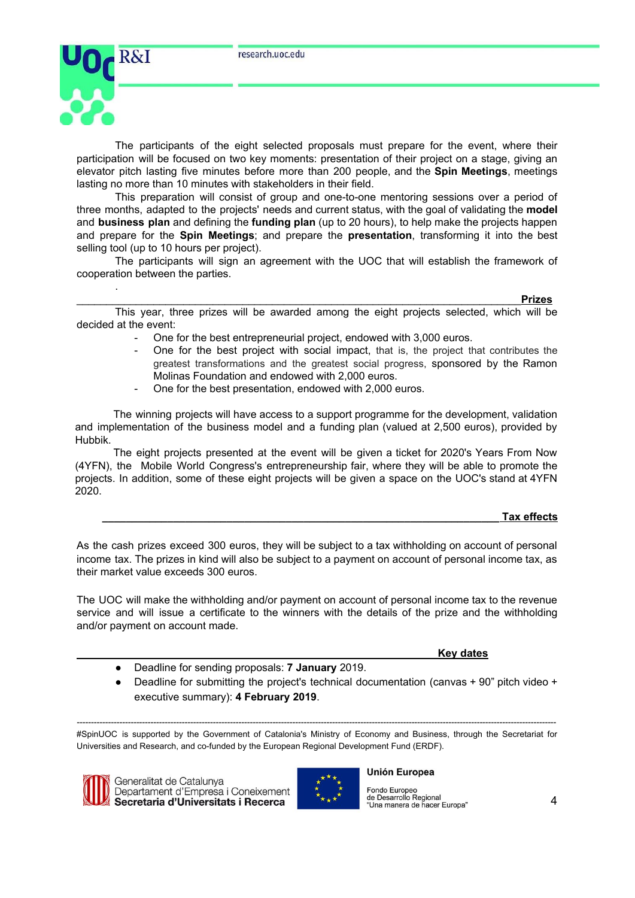The participants of the eight selected proposals must prepare for the event, where their participation will be focused on two key moments: presentation of their project on a stage, giving an elevator pitch lasting five minutes before more than 200 people, and the **Spin Meetings**, meetings lasting no more than 10 minutes with stakeholders in their field.

This preparation will consist of group and one-to-one mentoring sessions over a period of three months, adapted to the projects' needs and current status, with the goal of validating the **model** and **business plan** and defining the **funding plan** (up to 20 hours), to help make the projects happen and prepare for the **Spin Meetings**; and prepare the **presentation**, transforming it into the best selling tool (up to 10 hours per project).

The participants will sign an agreement with the UOC that will establish the framework of cooperation between the parties.

.

## Prizes

This year, three prizes will be awarded among the eight projects selected, which will be decided at the event:

- One for the best entrepreneurial project, endowed with 3,000 euros.
- One for the best project with social impact, that is, the project that contributes the greatest transformations and the greatest social progress, sponsored by the Ramon Molinas Foundation and endowed with 2,000 euros.
- One for the best presentation, endowed with 2,000 euros.

The winning projects will have access to a support programme for the development, validation and implementation of the business model and a funding plan (valued at 2,500 euros), provided by Hubbik.

The eight projects presented at the event will be given a ticket for 2020's Years From Now (4YFN), the Mobile World Congress's entrepreneurship fair, where they will be able to promote the projects. In addition, some of these eight projects will be given a space on the UOC's stand at 4YFN 2020.

## Tax effects

As the cash prizes exceed 300 euros, they will be subject to a tax withholding on account of personal income tax. The prizes in kind will also be subject to a payment on account of personal income tax, as their market value exceeds 300 euros.

The UOC will make the withholding and/or payment on account of personal income tax to the revenue service and will issue a certificate to the winners with the details of the prize and the withholding and/or payment on account made.

## Key dates

- Deadline for sending proposals: **7 January** 2019.
- Deadline for submitting the project's technical documentation (canvas + 90" pitch video + executive summary): **4 February 2019**.

---

#SpinUOC is supported by the Government of Catalonia's Ministry of Economy and Business, through the Secretariat for Universities and Research, and co-funded by the European Regional Development Fund (ERDF).

Generalitat de Catalunya
Departament d'Empresa i Coneixement
**Secretaria d'Universitats i Recerca**

**Unión Europea**
Fondo Europeo de Desarrollo Regional
"Una manera de hacer Europa"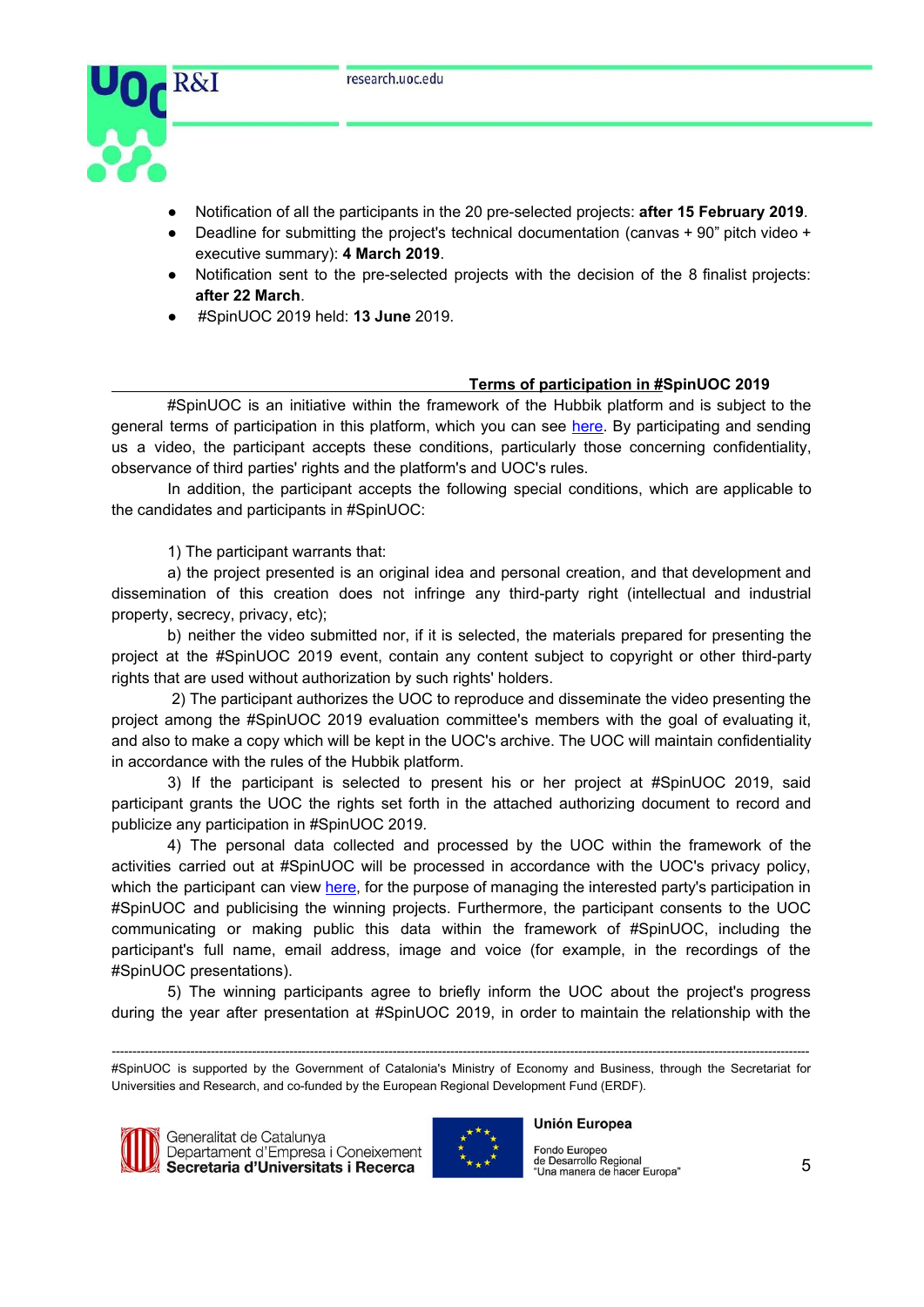- Notification of all the participants in the 20 pre-selected projects: **after 15 February 2019**.
- Deadline for submitting the project's technical documentation (canvas + 90" pitch video + executive summary): **4 March 2019**.
- Notification sent to the pre-selected projects with the decision of the 8 finalist projects: **after 22 March**.
- #SpinUOC 2019 held: **13 June** 2019.

## Terms of participation in #SpinUOC 2019

#SpinUOC is an initiative within the framework of the Hubbik platform and is subject to the general terms of participation in this platform, which you can see here. By participating and sending us a video, the participant accepts these conditions, particularly those concerning confidentiality, observance of third parties' rights and the platform's and UOC's rules.

In addition, the participant accepts the following special conditions, which are applicable to the candidates and participants in #SpinUOC:

1) The participant warrants that:

a) the project presented is an original idea and personal creation, and that development and dissemination of this creation does not infringe any third-party right (intellectual and industrial property, secrecy, privacy, etc);

b) neither the video submitted nor, if it is selected, the materials prepared for presenting the project at the #SpinUOC 2019 event, contain any content subject to copyright or other third-party rights that are used without authorization by such rights' holders.

2) The participant authorizes the UOC to reproduce and disseminate the video presenting the project among the #SpinUOC 2019 evaluation committee's members with the goal of evaluating it, and also to make a copy which will be kept in the UOC's archive. The UOC will maintain confidentiality in accordance with the rules of the Hubbik platform.

3) If the participant is selected to present his or her project at #SpinUOC 2019, said participant grants the UOC the rights set forth in the attached authorizing document to record and publicize any participation in #SpinUOC 2019.

4) The personal data collected and processed by the UOC within the framework of the activities carried out at #SpinUOC will be processed in accordance with the UOC's privacy policy, which the participant can view here, for the purpose of managing the interested party's participation in #SpinUOC and publicising the winning projects. Furthermore, the participant consents to the UOC communicating or making public this data within the framework of #SpinUOC, including the participant's full name, email address, image and voice (for example, in the recordings of the #SpinUOC presentations).

5) The winning participants agree to briefly inform the UOC about the project's progress during the year after presentation at #SpinUOC 2019, in order to maintain the relationship with the

---

#SpinUOC is supported by the Government of Catalonia's Ministry of Economy and Business, through the Secretariat for Universities and Research, and co-funded by the European Regional Development Fund (ERDF).

Generalitat de Catalunya
Departament d'Empresa i Coneixement
**Secretaria d'Universitats i Recerca**

**Unión Europea**
Fondo Europeo
de Desarrollo Regional
"Una manera de hacer Europa"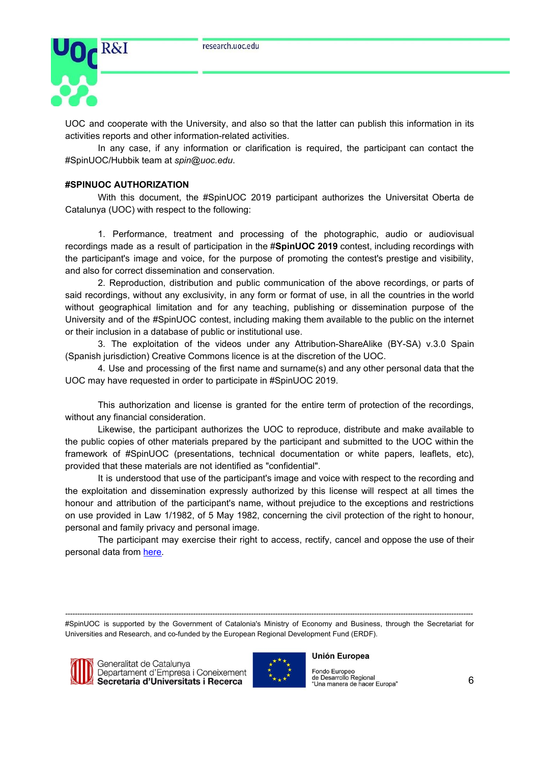UOC and cooperate with the University, and also so that the latter can publish this information in its activities reports and other information-related activities.

In any case, if any information or clarification is required, the participant can contact the #SpinUOC/Hubbik team at *spin@uoc.edu*.

**#SPINUOC AUTHORIZATION**

With this document, the #SpinUOC 2019 participant authorizes the Universitat Oberta de Catalunya (UOC) with respect to the following:

1. Performance, treatment and processing of the photographic, audio or audiovisual recordings made as a result of participation in the **#SpinUOC 2019** contest, including recordings with the participant's image and voice, for the purpose of promoting the contest's prestige and visibility, and also for correct dissemination and conservation.
2. Reproduction, distribution and public communication of the above recordings, or parts of said recordings, without any exclusivity, in any form or format of use, in all the countries in the world without geographical limitation and for any teaching, publishing or dissemination purpose of the University and of the #SpinUOC contest, including making them available to the public on the internet or their inclusion in a database of public or institutional use.
3. The exploitation of the videos under any Attribution-ShareAlike (BY-SA) v.3.0 Spain (Spanish jurisdiction) Creative Commons licence is at the discretion of the UOC.
4. Use and processing of the first name and surname(s) and any other personal data that the UOC may have requested in order to participate in #SpinUOC 2019.

This authorization and license is granted for the entire term of protection of the recordings, without any financial consideration.

Likewise, the participant authorizes the UOC to reproduce, distribute and make available to the public copies of other materials prepared by the participant and submitted to the UOC within the framework of #SpinUOC (presentations, technical documentation or white papers, leaflets, etc), provided that these materials are not identified as "confidential".

It is understood that use of the participant's image and voice with respect to the recording and the exploitation and dissemination expressly authorized by this license will respect at all times the honour and attribution of the participant's name, without prejudice to the exceptions and restrictions on use provided in Law 1/1982, of 5 May 1982, concerning the civil protection of the right to honour, personal and family privacy and personal image.

The participant may exercise their right to access, rectify, cancel and oppose the use of their personal data from here.

---

#SpinUOC is supported by the Government of Catalonia's Ministry of Economy and Business, through the Secretariat for Universities and Research, and co-funded by the European Regional Development Fund (ERDF).

Generalitat de Catalunya
Departament d'Empresa i Coneixement
**Secretaria d'Universitats i Recerca**

**Unión Europea**
Fondo Europeo de Desarrollo Regional
"Una manera de hacer Europa"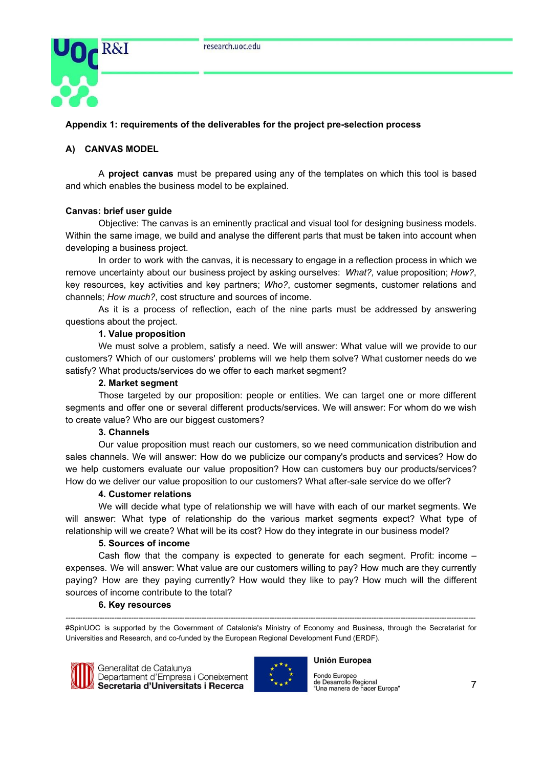**Appendix 1: requirements of the deliverables for the project pre-selection process**

## A) CANVAS MODEL

A **project canvas** must be prepared using any of the templates on which this tool is based and which enables the business model to be explained.

**Canvas: brief user guide**

Objective: The canvas is an eminently practical and visual tool for designing business models. Within the same image, we build and analyse the different parts that must be taken into account when developing a business project.

In order to work with the canvas, it is necessary to engage in a reflection process in which we remove uncertainty about our business project by asking ourselves: *What?,* value proposition; *How?*, key resources, key activities and key partners; *Who?*, customer segments, customer relations and channels; *How much?*, cost structure and sources of income.

As it is a process of reflection, each of the nine parts must be addressed by answering questions about the project.

**1. Value proposition**

We must solve a problem, satisfy a need. We will answer: What value will we provide to our customers? Which of our customers' problems will we help them solve? What customer needs do we satisfy? What products/services do we offer to each market segment?

**2. Market segment**

Those targeted by our proposition: people or entities. We can target one or more different segments and offer one or several different products/services. We will answer: For whom do we wish to create value? Who are our biggest customers?

**3. Channels**

Our value proposition must reach our customers, so we need communication distribution and sales channels. We will answer: How do we publicize our company's products and services? How do we help customers evaluate our value proposition? How can customers buy our products/services? How do we deliver our value proposition to our customers? What after-sale service do we offer?

**4. Customer relations**

We will decide what type of relationship we will have with each of our market segments. We will answer: What type of relationship do the various market segments expect? What type of relationship will we create? What will be its cost? How do they integrate in our business model?

**5. Sources of income**

Cash flow that the company is expected to generate for each segment. Profit: income – expenses. We will answer: What value are our customers willing to pay? How much are they currently paying? How are they paying currently? How would they like to pay? How much will the different sources of income contribute to the total?

**6. Key resources**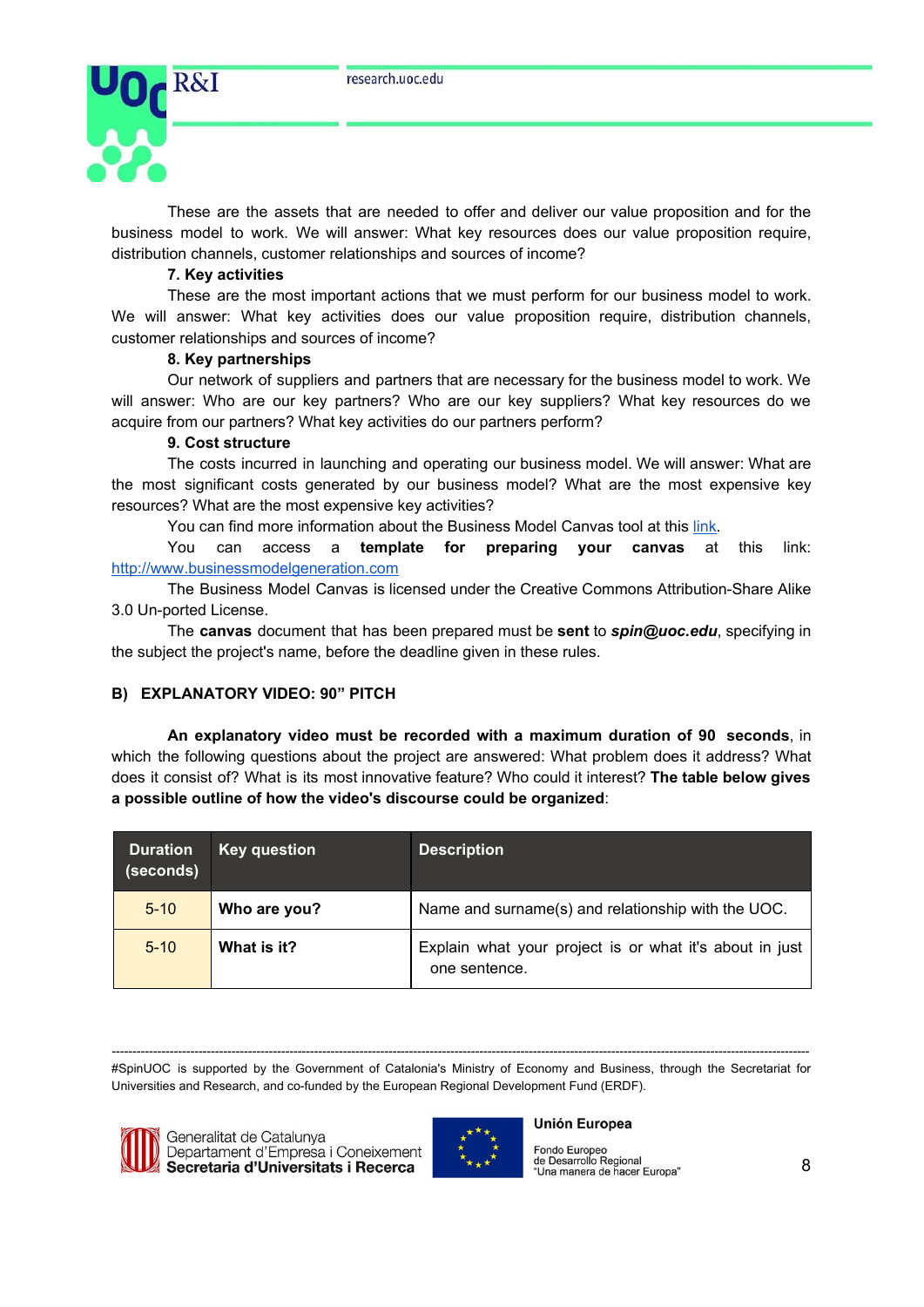These are the assets that are needed to offer and deliver our value proposition and for the business model to work. We will answer: What key resources does our value proposition require, distribution channels, customer relationships and sources of income?

**7. Key activities**

These are the most important actions that we must perform for our business model to work. We will answer: What key activities does our value proposition require, distribution channels, customer relationships and sources of income?

**8. Key partnerships**

Our network of suppliers and partners that are necessary for the business model to work. We will answer: Who are our key partners? Who are our key suppliers? What key resources do we acquire from our partners? What key activities do our partners perform?

**9. Cost structure**

The costs incurred in launching and operating our business model. We will answer: What are the most significant costs generated by our business model? What are the most expensive key resources? What are the most expensive key activities?

You can find more information about the Business Model Canvas tool at this link.

You can access a **template for preparing your canvas** at this link: http://www.businessmodelgeneration.com

The Business Model Canvas is licensed under the Creative Commons Attribution-Share Alike 3.0 Un-ported License.

The **canvas** document that has been prepared must be **sent** to ***spin@uoc.edu***, specifying in the subject the project's name, before the deadline given in these rules.

### B) EXPLANATORY VIDEO: 90" PITCH

**An explanatory video must be recorded with a maximum duration of 90 seconds**, in which the following questions about the project are answered: What problem does it address? What does it consist of? What is its most innovative feature? Who could it interest? **The table below gives a possible outline of how the video's discourse could be organized**:

| Duration (seconds) | Key question | Description |
|---|---|---|
| 5-10 | **Who are you?** | Name and surname(s) and relationship with the UOC. |
| 5-10 | **What is it?** | Explain what your project is or what it's about in just one sentence. |

#SpinUOC is supported by the Government of Catalonia's Ministry of Economy and Business, through the Secretariat for Universities and Research, and co-funded by the European Regional Development Fund (ERDF).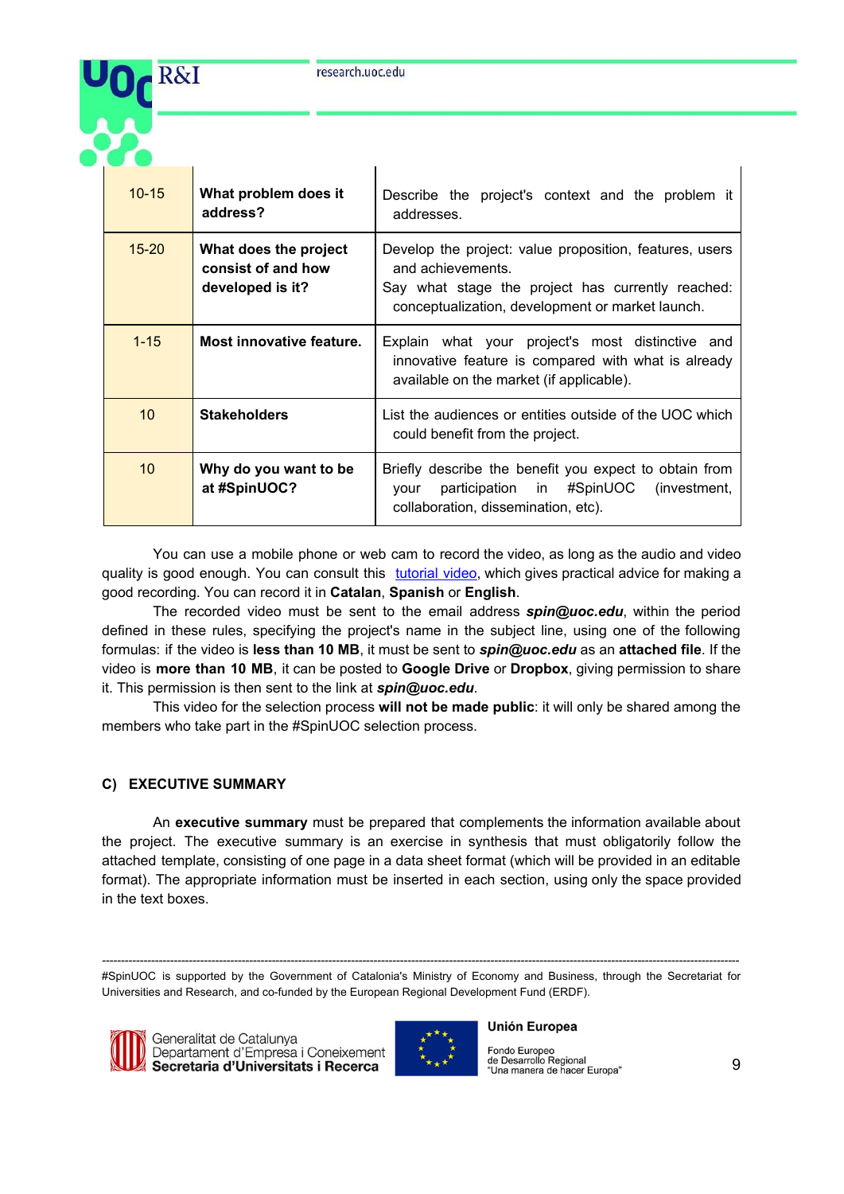| 10-15 | **What problem does it address?** | Describe the project's context and the problem it addresses. |
|---|---|---|
| 15-20 | **What does the project consist of and how developed is it?** | Develop the project: value proposition, features, users and achievements.<br>Say what stage the project has currently reached: conceptualization, development or market launch. |
| 1-15 | **Most innovative feature.** | Explain what your project's most distinctive and innovative feature is compared with what is already available on the market (if applicable). |
| 10 | **Stakeholders** | List the audiences or entities outside of the UOC which could benefit from the project. |
| 10 | **Why do you want to be at #SpinUOC?** | Briefly describe the benefit you expect to obtain from your participation in #SpinUOC (investment, collaboration, dissemination, etc). |

You can use a mobile phone or web cam to record the video, as long as the audio and video quality is good enough. You can consult this tutorial video, which gives practical advice for making a good recording. You can record it in **Catalan**, **Spanish** or **English**.

The recorded video must be sent to the email address ***spin@uoc.edu***, within the period defined in these rules, specifying the project's name in the subject line, using one of the following formulas: if the video is **less than 10 MB**, it must be sent to ***spin@uoc.edu*** as an **attached file**. If the video is **more than 10 MB**, it can be posted to **Google Drive** or **Dropbox**, giving permission to share it. This permission is then sent to the link at ***spin@uoc.edu***.

This video for the selection process **will not be made public**: it will only be shared among the members who take part in the #SpinUOC selection process.

## C) EXECUTIVE SUMMARY

An **executive summary** must be prepared that complements the information available about the project. The executive summary is an exercise in synthesis that must obligatorily follow the attached template, consisting of one page in a data sheet format (which will be provided in an editable format). The appropriate information must be inserted in each section, using only the space provided in the text boxes.

---

#SpinUOC is supported by the Government of Catalonia's Ministry of Economy and Business, through the Secretariat for Universities and Research, and co-funded by the European Regional Development Fund (ERDF).

Generalitat de Catalunya
Departament d'Empresa i Coneixement
**Secretaria d'Universitats i Recerca**

**Unión Europea**
Fondo Europeo de Desarrollo Regional
"Una manera de hacer Europa"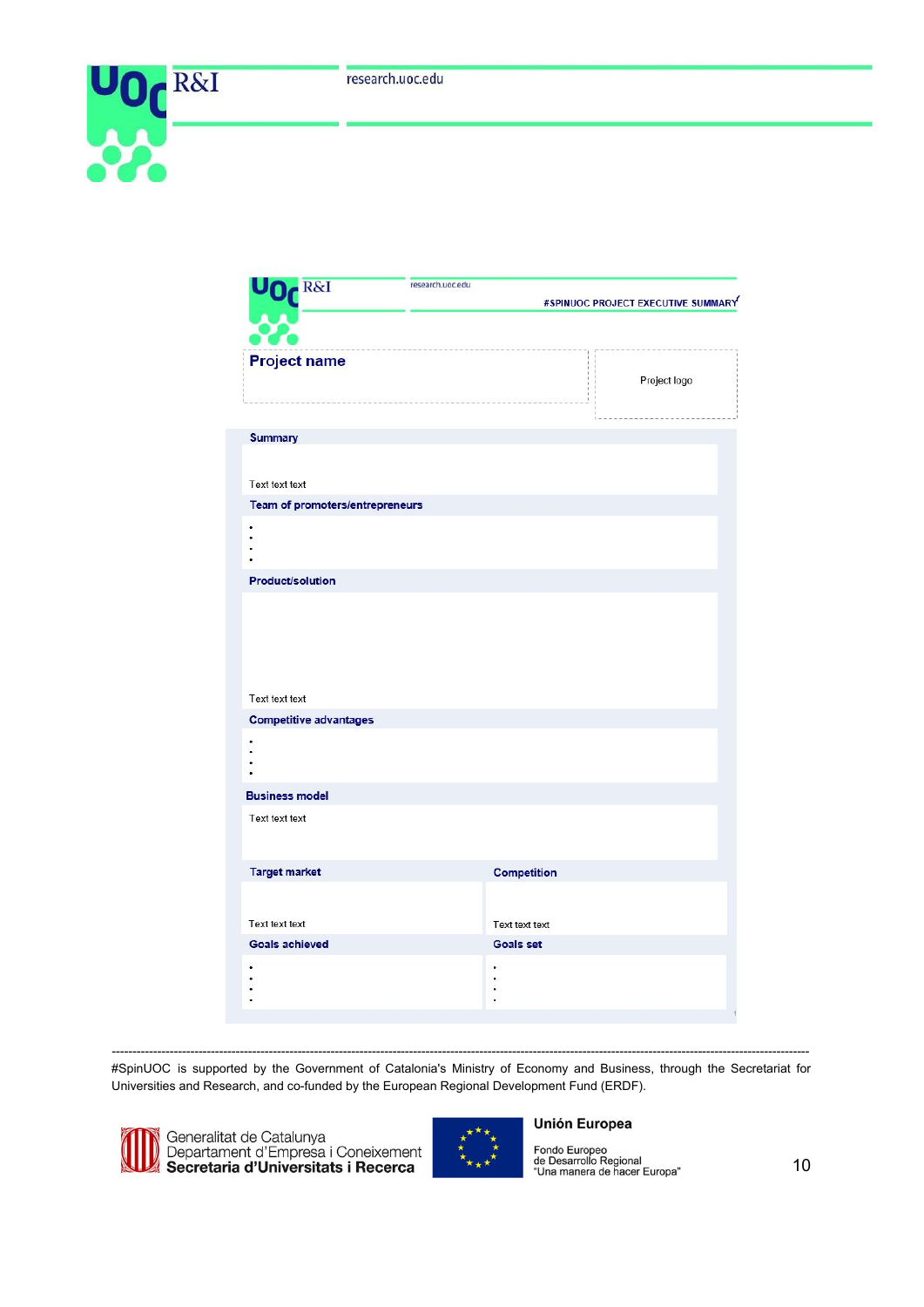#SPINUOC PROJECT EXECUTIVE SUMMARY

## Project name

Project logo

### Summary

Text text text

### Team of promoters/entrepreneurs

- 
- 
- 
- 

### Product/solution

Text text text

### Competitive advantages

- 
- 
- 
- 

### Business model

Text text text

### Target market

Text text text

### Competition

Text text text

### Goals achieved

- 
- 
- 
- 

### Goals set

- 
- 
- 
- 

---

#SpinUOC is supported by the Government of Catalonia's Ministry of Economy and Business, through the Secretariat for Universities and Research, and co-funded by the European Regional Development Fund (ERDF).

Generalitat de Catalunya
Departament d'Empresa i Coneixement
**Secretaria d'Universitats i Recerca**

**Unión Europea**
Fondo Europeo
de Desarrollo Regional
"Una manera de hacer Europa"